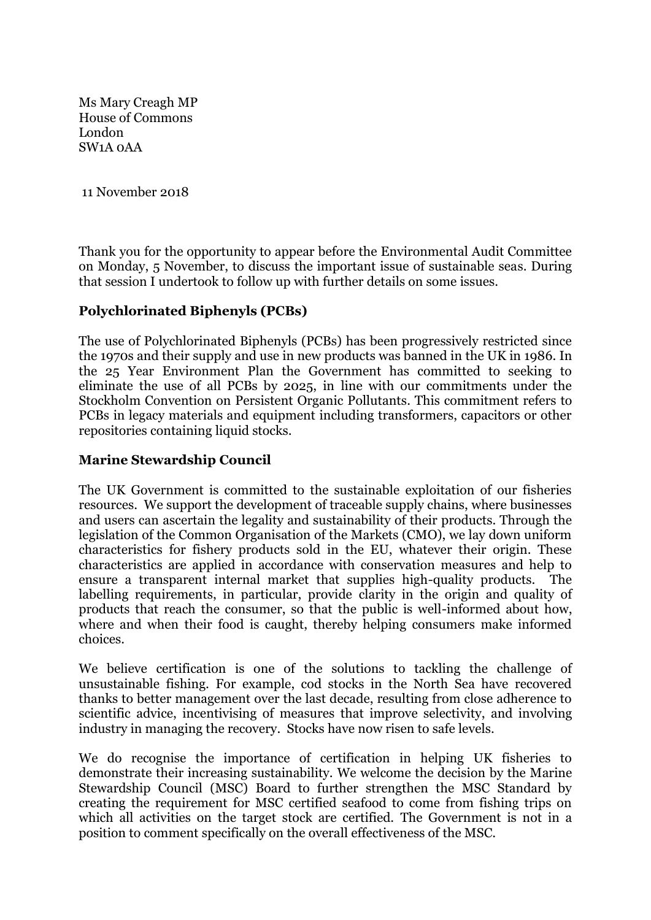Ms Mary Creagh MP
House of Commons
London
SW1A 0AA

11 November 2018

Thank you for the opportunity to appear before the Environmental Audit Committee on Monday, 5 November, to discuss the important issue of sustainable seas. During that session I undertook to follow up with further details on some issues.

**Polychlorinated Biphenyls (PCBs)**

The use of Polychlorinated Biphenyls (PCBs) has been progressively restricted since the 1970s and their supply and use in new products was banned in the UK in 1986. In the 25 Year Environment Plan the Government has committed to seeking to eliminate the use of all PCBs by 2025, in line with our commitments under the Stockholm Convention on Persistent Organic Pollutants. This commitment refers to PCBs in legacy materials and equipment including transformers, capacitors or other repositories containing liquid stocks.

**Marine Stewardship Council**

The UK Government is committed to the sustainable exploitation of our fisheries resources. We support the development of traceable supply chains, where businesses and users can ascertain the legality and sustainability of their products. Through the legislation of the Common Organisation of the Markets (CMO), we lay down uniform characteristics for fishery products sold in the EU, whatever their origin. These characteristics are applied in accordance with conservation measures and help to ensure a transparent internal market that supplies high-quality products. The labelling requirements, in particular, provide clarity in the origin and quality of products that reach the consumer, so that the public is well-informed about how, where and when their food is caught, thereby helping consumers make informed choices.

We believe certification is one of the solutions to tackling the challenge of unsustainable fishing. For example, cod stocks in the North Sea have recovered thanks to better management over the last decade, resulting from close adherence to scientific advice, incentivising of measures that improve selectivity, and involving industry in managing the recovery. Stocks have now risen to safe levels.

We do recognise the importance of certification in helping UK fisheries to demonstrate their increasing sustainability. We welcome the decision by the Marine Stewardship Council (MSC) Board to further strengthen the MSC Standard by creating the requirement for MSC certified seafood to come from fishing trips on which all activities on the target stock are certified. The Government is not in a position to comment specifically on the overall effectiveness of the MSC.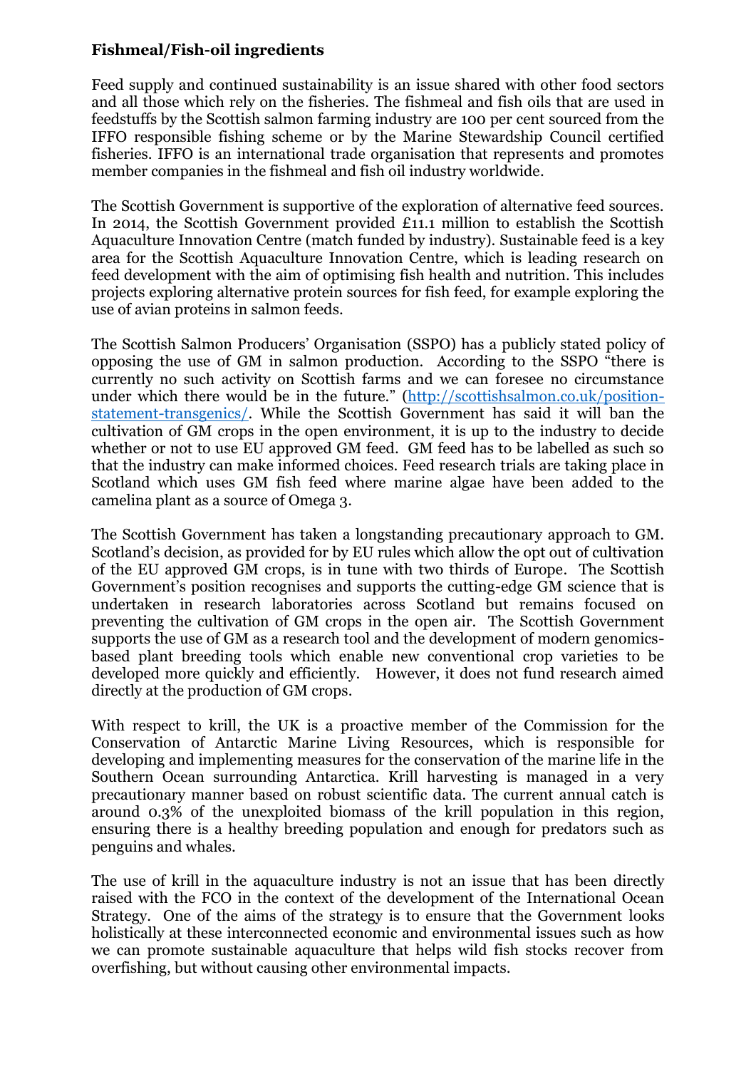**Fishmeal/Fish-oil ingredients**

Feed supply and continued sustainability is an issue shared with other food sectors and all those which rely on the fisheries. The fishmeal and fish oils that are used in feedstuffs by the Scottish salmon farming industry are 100 per cent sourced from the IFFO responsible fishing scheme or by the Marine Stewardship Council certified fisheries. IFFO is an international trade organisation that represents and promotes member companies in the fishmeal and fish oil industry worldwide.

The Scottish Government is supportive of the exploration of alternative feed sources. In 2014, the Scottish Government provided £11.1 million to establish the Scottish Aquaculture Innovation Centre (match funded by industry). Sustainable feed is a key area for the Scottish Aquaculture Innovation Centre, which is leading research on feed development with the aim of optimising fish health and nutrition. This includes projects exploring alternative protein sources for fish feed, for example exploring the use of avian proteins in salmon feeds.

The Scottish Salmon Producers' Organisation (SSPO) has a publicly stated policy of opposing the use of GM in salmon production. According to the SSPO "there is currently no such activity on Scottish farms and we can foresee no circumstance under which there would be in the future." (http://scottishsalmon.co.uk/position-statement-transgenics/. While the Scottish Government has said it will ban the cultivation of GM crops in the open environment, it is up to the industry to decide whether or not to use EU approved GM feed. GM feed has to be labelled as such so that the industry can make informed choices. Feed research trials are taking place in Scotland which uses GM fish feed where marine algae have been added to the camelina plant as a source of Omega 3.

The Scottish Government has taken a longstanding precautionary approach to GM. Scotland's decision, as provided for by EU rules which allow the opt out of cultivation of the EU approved GM crops, is in tune with two thirds of Europe. The Scottish Government's position recognises and supports the cutting-edge GM science that is undertaken in research laboratories across Scotland but remains focused on preventing the cultivation of GM crops in the open air. The Scottish Government supports the use of GM as a research tool and the development of modern genomics-based plant breeding tools which enable new conventional crop varieties to be developed more quickly and efficiently. However, it does not fund research aimed directly at the production of GM crops.

With respect to krill, the UK is a proactive member of the Commission for the Conservation of Antarctic Marine Living Resources, which is responsible for developing and implementing measures for the conservation of the marine life in the Southern Ocean surrounding Antarctica. Krill harvesting is managed in a very precautionary manner based on robust scientific data. The current annual catch is around 0.3% of the unexploited biomass of the krill population in this region, ensuring there is a healthy breeding population and enough for predators such as penguins and whales.

The use of krill in the aquaculture industry is not an issue that has been directly raised with the FCO in the context of the development of the International Ocean Strategy. One of the aims of the strategy is to ensure that the Government looks holistically at these interconnected economic and environmental issues such as how we can promote sustainable aquaculture that helps wild fish stocks recover from overfishing, but without causing other environmental impacts.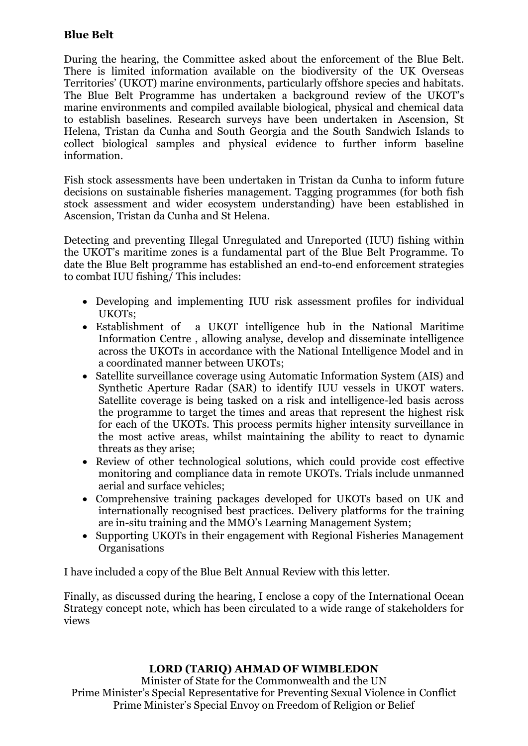**Blue Belt**

During the hearing, the Committee asked about the enforcement of the Blue Belt. There is limited information available on the biodiversity of the UK Overseas Territories' (UKOT) marine environments, particularly offshore species and habitats. The Blue Belt Programme has undertaken a background review of the UKOT's marine environments and compiled available biological, physical and chemical data to establish baselines. Research surveys have been undertaken in Ascension, St Helena, Tristan da Cunha and South Georgia and the South Sandwich Islands to collect biological samples and physical evidence to further inform baseline information.

Fish stock assessments have been undertaken in Tristan da Cunha to inform future decisions on sustainable fisheries management. Tagging programmes (for both fish stock assessment and wider ecosystem understanding) have been established in Ascension, Tristan da Cunha and St Helena.

Detecting and preventing Illegal Unregulated and Unreported (IUU) fishing within the UKOT's maritime zones is a fundamental part of the Blue Belt Programme. To date the Blue Belt programme has established an end-to-end enforcement strategies to combat IUU fishing/ This includes:

- Developing and implementing IUU risk assessment profiles for individual UKOTs;
- Establishment of a UKOT intelligence hub in the National Maritime Information Centre , allowing analyse, develop and disseminate intelligence across the UKOTs in accordance with the National Intelligence Model and in a coordinated manner between UKOTs;
- Satellite surveillance coverage using Automatic Information System (AIS) and Synthetic Aperture Radar (SAR) to identify IUU vessels in UKOT waters. Satellite coverage is being tasked on a risk and intelligence-led basis across the programme to target the times and areas that represent the highest risk for each of the UKOTs. This process permits higher intensity surveillance in the most active areas, whilst maintaining the ability to react to dynamic threats as they arise;
- Review of other technological solutions, which could provide cost effective monitoring and compliance data in remote UKOTs. Trials include unmanned aerial and surface vehicles;
- Comprehensive training packages developed for UKOTs based on UK and internationally recognised best practices. Delivery platforms for the training are in-situ training and the MMO's Learning Management System;
- Supporting UKOTs in their engagement with Regional Fisheries Management Organisations

I have included a copy of the Blue Belt Annual Review with this letter.

Finally, as discussed during the hearing, I enclose a copy of the International Ocean Strategy concept note, which has been circulated to a wide range of stakeholders for views

**LORD (TARIQ) AHMAD OF WIMBLEDON**
Minister of State for the Commonwealth and the UN
Prime Minister's Special Representative for Preventing Sexual Violence in Conflict
Prime Minister's Special Envoy on Freedom of Religion or Belief